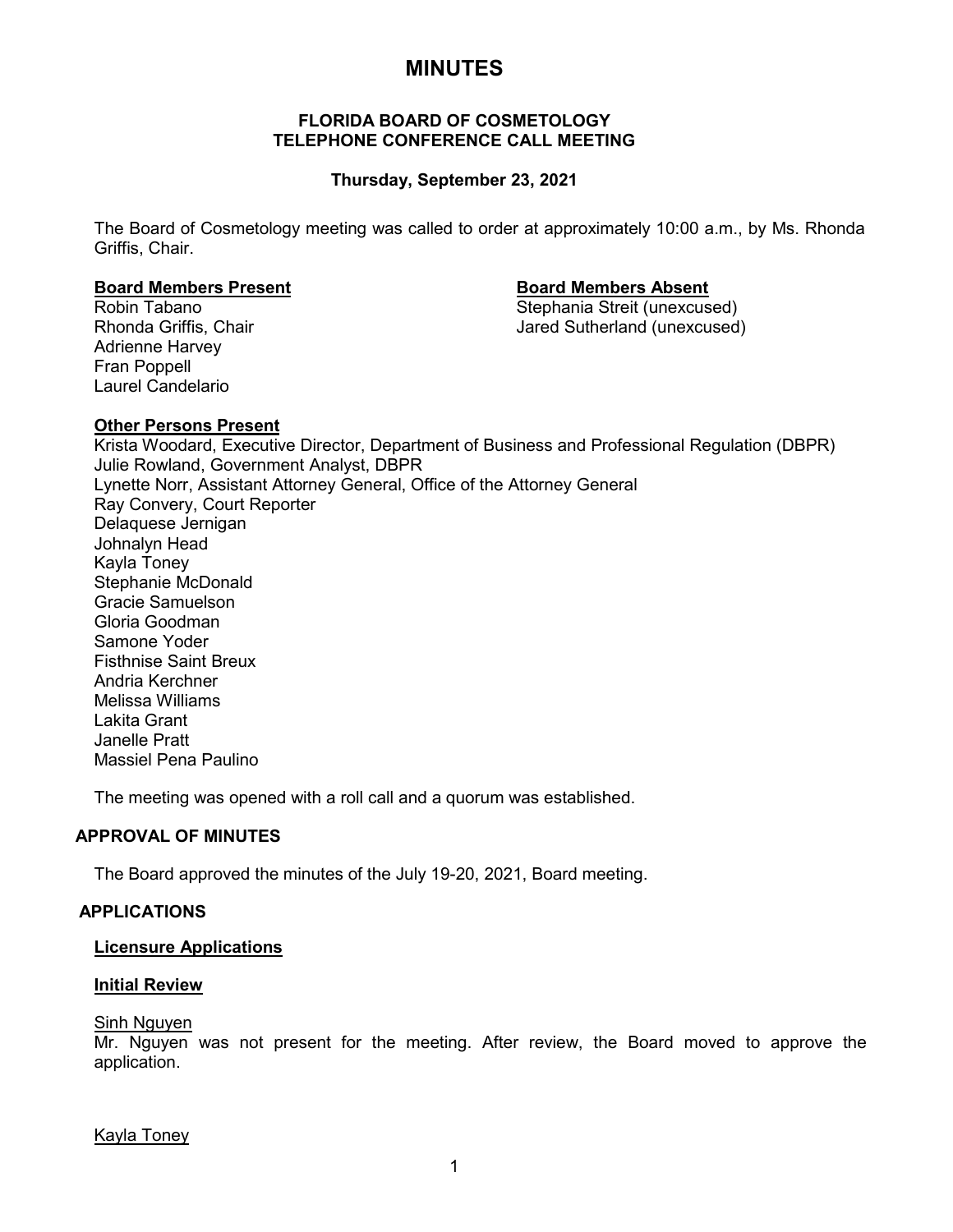# MINUTES

**FLORIDA BOARD OF COSMETOLOGY**
**TELEPHONE CONFERENCE CALL MEETING**

**Thursday, September 23, 2021**

The Board of Cosmetology meeting was called to order at approximately 10:00 a.m., by Ms. Rhonda Griffis, Chair.

**Board Members Present**
Robin Tabano
Rhonda Griffis, Chair
Adrienne Harvey
Fran Poppell
Laurel Candelario

**Board Members Absent**
Stephania Streit (unexcused)
Jared Sutherland (unexcused)

**Other Persons Present**
Krista Woodard, Executive Director, Department of Business and Professional Regulation (DBPR)
Julie Rowland, Government Analyst, DBPR
Lynette Norr, Assistant Attorney General, Office of the Attorney General
Ray Convery, Court Reporter
Delaquese Jernigan
Johnalyn Head
Kayla Toney
Stephanie McDonald
Gracie Samuelson
Gloria Goodman
Samone Yoder
Fisthnise Saint Breux
Andria Kerchner
Melissa Williams
Lakita Grant
Janelle Pratt
Massiel Pena Paulino

The meeting was opened with a roll call and a quorum was established.

## APPROVAL OF MINUTES

The Board approved the minutes of the July 19-20, 2021, Board meeting.

## APPLICATIONS

### Licensure Applications

#### Initial Review

Sinh Nguyen
Mr. Nguyen was not present for the meeting. After review, the Board moved to approve the application.

Kayla Toney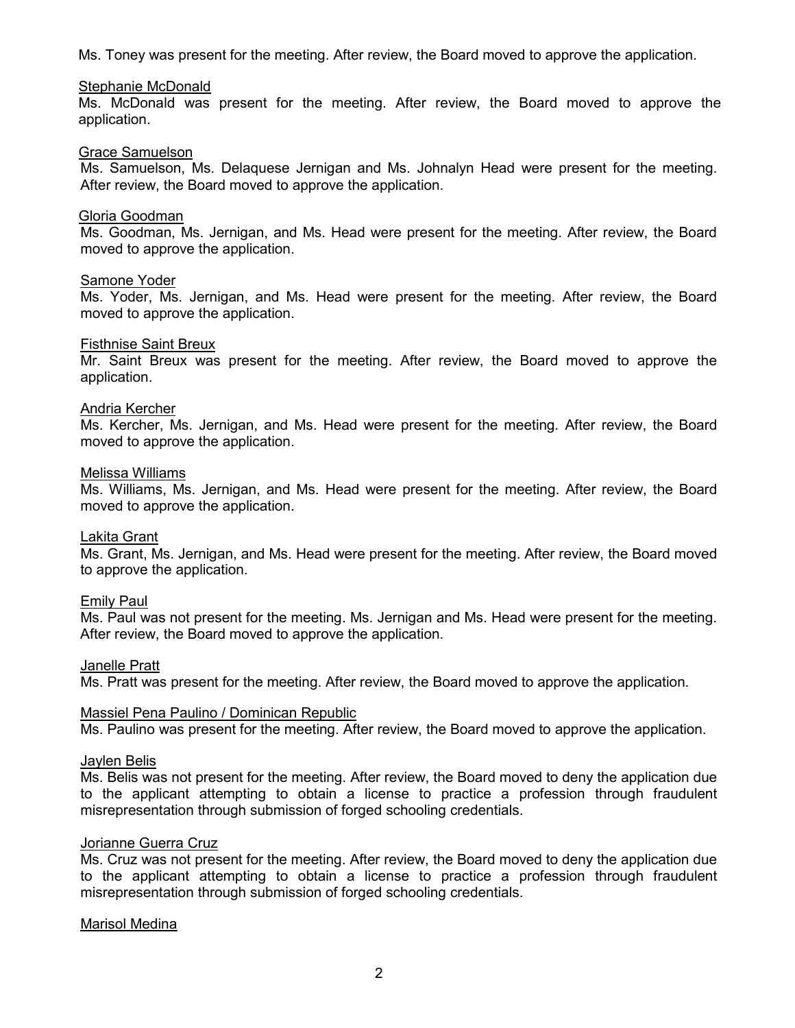Ms. Toney was present for the meeting. After review, the Board moved to approve the application.

<u>Stephanie McDonald</u>
Ms. McDonald was present for the meeting. After review, the Board moved to approve the application.

<u>Grace Samuelson</u>
Ms. Samuelson, Ms. Delaquese Jernigan and Ms. Johnalyn Head were present for the meeting. After review, the Board moved to approve the application.

<u>Gloria Goodman</u>
Ms. Goodman, Ms. Jernigan, and Ms. Head were present for the meeting. After review, the Board moved to approve the application.

<u>Samone Yoder</u>
Ms. Yoder, Ms. Jernigan, and Ms. Head were present for the meeting. After review, the Board moved to approve the application.

<u>Fisthnise Saint Breux</u>
Mr. Saint Breux was present for the meeting. After review, the Board moved to approve the application.

<u>Andria Kercher</u>
Ms. Kercher, Ms. Jernigan, and Ms. Head were present for the meeting. After review, the Board moved to approve the application.

<u>Melissa Williams</u>
Ms. Williams, Ms. Jernigan, and Ms. Head were present for the meeting. After review, the Board moved to approve the application.

<u>Lakita Grant</u>
Ms. Grant, Ms. Jernigan, and Ms. Head were present for the meeting. After review, the Board moved to approve the application.

<u>Emily Paul</u>
Ms. Paul was not present for the meeting. Ms. Jernigan and Ms. Head were present for the meeting. After review, the Board moved to approve the application.

<u>Janelle Pratt</u>
Ms. Pratt was present for the meeting. After review, the Board moved to approve the application.

<u>Massiel Pena Paulino / Dominican Republic</u>
Ms. Paulino was present for the meeting. After review, the Board moved to approve the application.

<u>Jaylen Belis</u>
Ms. Belis was not present for the meeting. After review, the Board moved to deny the application due to the applicant attempting to obtain a license to practice a profession through fraudulent misrepresentation through submission of forged schooling credentials.

<u>Jorianne Guerra Cruz</u>
Ms. Cruz was not present for the meeting. After review, the Board moved to deny the application due to the applicant attempting to obtain a license to practice a profession through fraudulent misrepresentation through submission of forged schooling credentials.

<u>Marisol Medina</u>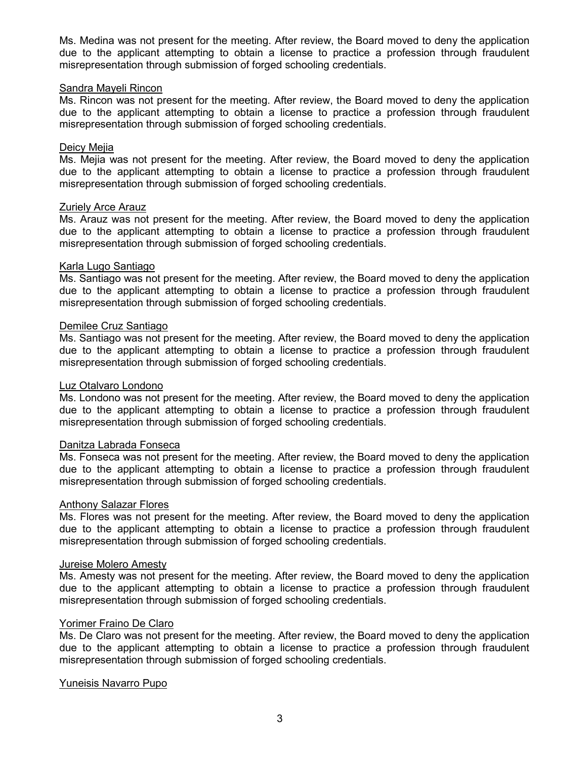Ms. Medina was not present for the meeting. After review, the Board moved to deny the application due to the applicant attempting to obtain a license to practice a profession through fraudulent misrepresentation through submission of forged schooling credentials.

<u>Sandra Mayeli Rincon</u>

Ms. Rincon was not present for the meeting. After review, the Board moved to deny the application due to the applicant attempting to obtain a license to practice a profession through fraudulent misrepresentation through submission of forged schooling credentials.

<u>Deicy Mejia</u>

Ms. Mejia was not present for the meeting. After review, the Board moved to deny the application due to the applicant attempting to obtain a license to practice a profession through fraudulent misrepresentation through submission of forged schooling credentials.

<u>Zuriely Arce Arauz</u>

Ms. Arauz was not present for the meeting. After review, the Board moved to deny the application due to the applicant attempting to obtain a license to practice a profession through fraudulent misrepresentation through submission of forged schooling credentials.

<u>Karla Lugo Santiago</u>

Ms. Santiago was not present for the meeting. After review, the Board moved to deny the application due to the applicant attempting to obtain a license to practice a profession through fraudulent misrepresentation through submission of forged schooling credentials.

<u>Demilee Cruz Santiago</u>

Ms. Santiago was not present for the meeting. After review, the Board moved to deny the application due to the applicant attempting to obtain a license to practice a profession through fraudulent misrepresentation through submission of forged schooling credentials.

<u>Luz Otalvaro Londono</u>

Ms. Londono was not present for the meeting. After review, the Board moved to deny the application due to the applicant attempting to obtain a license to practice a profession through fraudulent misrepresentation through submission of forged schooling credentials.

<u>Danitza Labrada Fonseca</u>

Ms. Fonseca was not present for the meeting. After review, the Board moved to deny the application due to the applicant attempting to obtain a license to practice a profession through fraudulent misrepresentation through submission of forged schooling credentials.

<u>Anthony Salazar Flores</u>

Ms. Flores was not present for the meeting. After review, the Board moved to deny the application due to the applicant attempting to obtain a license to practice a profession through fraudulent misrepresentation through submission of forged schooling credentials.

<u>Jureise Molero Amesty</u>

Ms. Amesty was not present for the meeting. After review, the Board moved to deny the application due to the applicant attempting to obtain a license to practice a profession through fraudulent misrepresentation through submission of forged schooling credentials.

<u>Yorimer Fraino De Claro</u>

Ms. De Claro was not present for the meeting. After review, the Board moved to deny the application due to the applicant attempting to obtain a license to practice a profession through fraudulent misrepresentation through submission of forged schooling credentials.

<u>Yuneisis Navarro Pupo</u>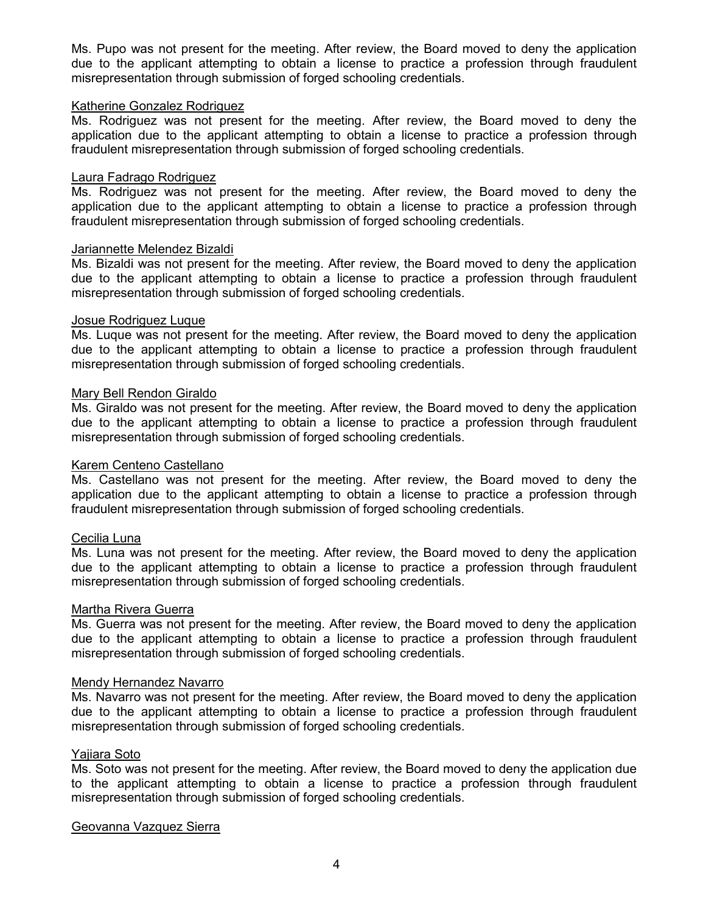Ms. Pupo was not present for the meeting. After review, the Board moved to deny the application due to the applicant attempting to obtain a license to practice a profession through fraudulent misrepresentation through submission of forged schooling credentials.

<u>Katherine Gonzalez Rodriguez</u>
Ms. Rodriguez was not present for the meeting. After review, the Board moved to deny the application due to the applicant attempting to obtain a license to practice a profession through fraudulent misrepresentation through submission of forged schooling credentials.

<u>Laura Fadrago Rodriguez</u>
Ms. Rodriguez was not present for the meeting. After review, the Board moved to deny the application due to the applicant attempting to obtain a license to practice a profession through fraudulent misrepresentation through submission of forged schooling credentials.

<u>Jariannette Melendez Bizaldi</u>
Ms. Bizaldi was not present for the meeting. After review, the Board moved to deny the application due to the applicant attempting to obtain a license to practice a profession through fraudulent misrepresentation through submission of forged schooling credentials.

<u>Josue Rodriguez Luque</u>
Ms. Luque was not present for the meeting. After review, the Board moved to deny the application due to the applicant attempting to obtain a license to practice a profession through fraudulent misrepresentation through submission of forged schooling credentials.

<u>Mary Bell Rendon Giraldo</u>
Ms. Giraldo was not present for the meeting. After review, the Board moved to deny the application due to the applicant attempting to obtain a license to practice a profession through fraudulent misrepresentation through submission of forged schooling credentials.

<u>Karem Centeno Castellano</u>
Ms. Castellano was not present for the meeting. After review, the Board moved to deny the application due to the applicant attempting to obtain a license to practice a profession through fraudulent misrepresentation through submission of forged schooling credentials.

<u>Cecilia Luna</u>
Ms. Luna was not present for the meeting. After review, the Board moved to deny the application due to the applicant attempting to obtain a license to practice a profession through fraudulent misrepresentation through submission of forged schooling credentials.

<u>Martha Rivera Guerra</u>
Ms. Guerra was not present for the meeting. After review, the Board moved to deny the application due to the applicant attempting to obtain a license to practice a profession through fraudulent misrepresentation through submission of forged schooling credentials.

<u>Mendy Hernandez Navarro</u>
Ms. Navarro was not present for the meeting. After review, the Board moved to deny the application due to the applicant attempting to obtain a license to practice a profession through fraudulent misrepresentation through submission of forged schooling credentials.

<u>Yajiara Soto</u>
Ms. Soto was not present for the meeting. After review, the Board moved to deny the application due to the applicant attempting to obtain a license to practice a profession through fraudulent misrepresentation through submission of forged schooling credentials.

<u>Geovanna Vazquez Sierra</u>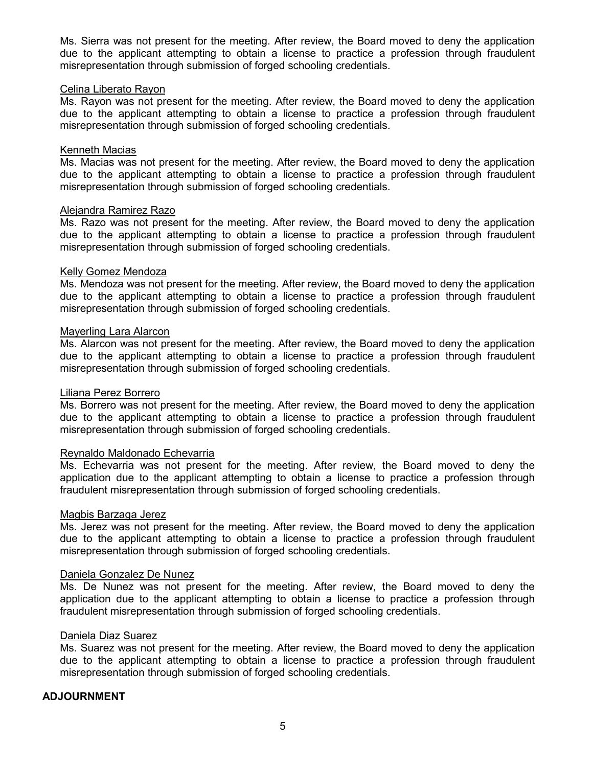Ms. Sierra was not present for the meeting. After review, the Board moved to deny the application due to the applicant attempting to obtain a license to practice a profession through fraudulent misrepresentation through submission of forged schooling credentials.

<u>Celina Liberato Rayon</u>
Ms. Rayon was not present for the meeting. After review, the Board moved to deny the application due to the applicant attempting to obtain a license to practice a profession through fraudulent misrepresentation through submission of forged schooling credentials.

<u>Kenneth Macias</u>
Ms. Macias was not present for the meeting. After review, the Board moved to deny the application due to the applicant attempting to obtain a license to practice a profession through fraudulent misrepresentation through submission of forged schooling credentials.

<u>Alejandra Ramirez Razo</u>
Ms. Razo was not present for the meeting. After review, the Board moved to deny the application due to the applicant attempting to obtain a license to practice a profession through fraudulent misrepresentation through submission of forged schooling credentials.

<u>Kelly Gomez Mendoza</u>
Ms. Mendoza was not present for the meeting. After review, the Board moved to deny the application due to the applicant attempting to obtain a license to practice a profession through fraudulent misrepresentation through submission of forged schooling credentials.

<u>Mayerling Lara Alarcon</u>
Ms. Alarcon was not present for the meeting. After review, the Board moved to deny the application due to the applicant attempting to obtain a license to practice a profession through fraudulent misrepresentation through submission of forged schooling credentials.

<u>Liliana Perez Borrero</u>
Ms. Borrero was not present for the meeting. After review, the Board moved to deny the application due to the applicant attempting to obtain a license to practice a profession through fraudulent misrepresentation through submission of forged schooling credentials.

<u>Reynaldo Maldonado Echevarria</u>
Ms. Echevarria was not present for the meeting. After review, the Board moved to deny the application due to the applicant attempting to obtain a license to practice a profession through fraudulent misrepresentation through submission of forged schooling credentials.

<u>Magbis Barzaga Jerez</u>
Ms. Jerez was not present for the meeting. After review, the Board moved to deny the application due to the applicant attempting to obtain a license to practice a profession through fraudulent misrepresentation through submission of forged schooling credentials.

<u>Daniela Gonzalez De Nunez</u>
Ms. De Nunez was not present for the meeting. After review, the Board moved to deny the application due to the applicant attempting to obtain a license to practice a profession through fraudulent misrepresentation through submission of forged schooling credentials.

<u>Daniela Diaz Suarez</u>
Ms. Suarez was not present for the meeting. After review, the Board moved to deny the application due to the applicant attempting to obtain a license to practice a profession through fraudulent misrepresentation through submission of forged schooling credentials.

**ADJOURNMENT**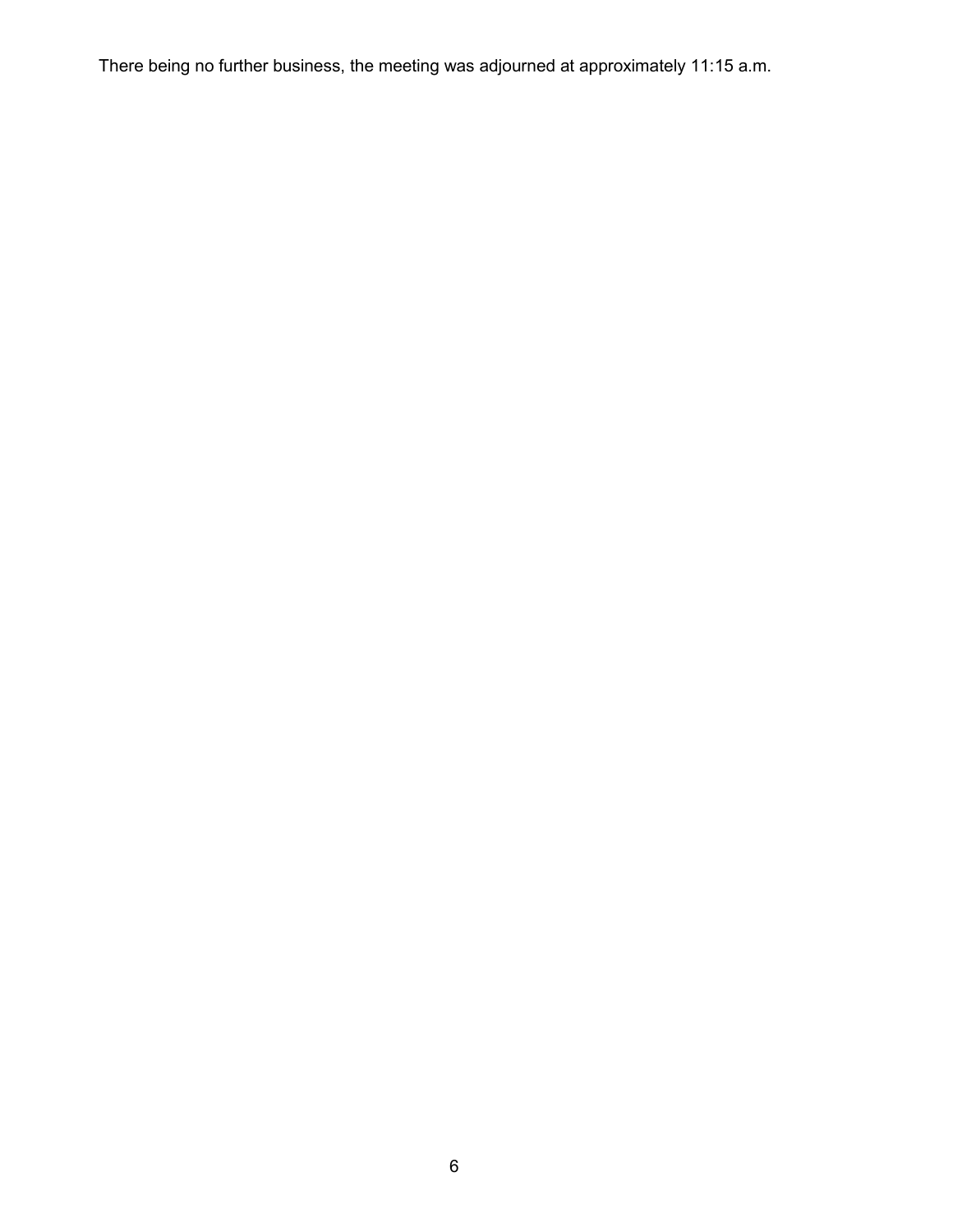There being no further business, the meeting was adjourned at approximately 11:15 a.m.